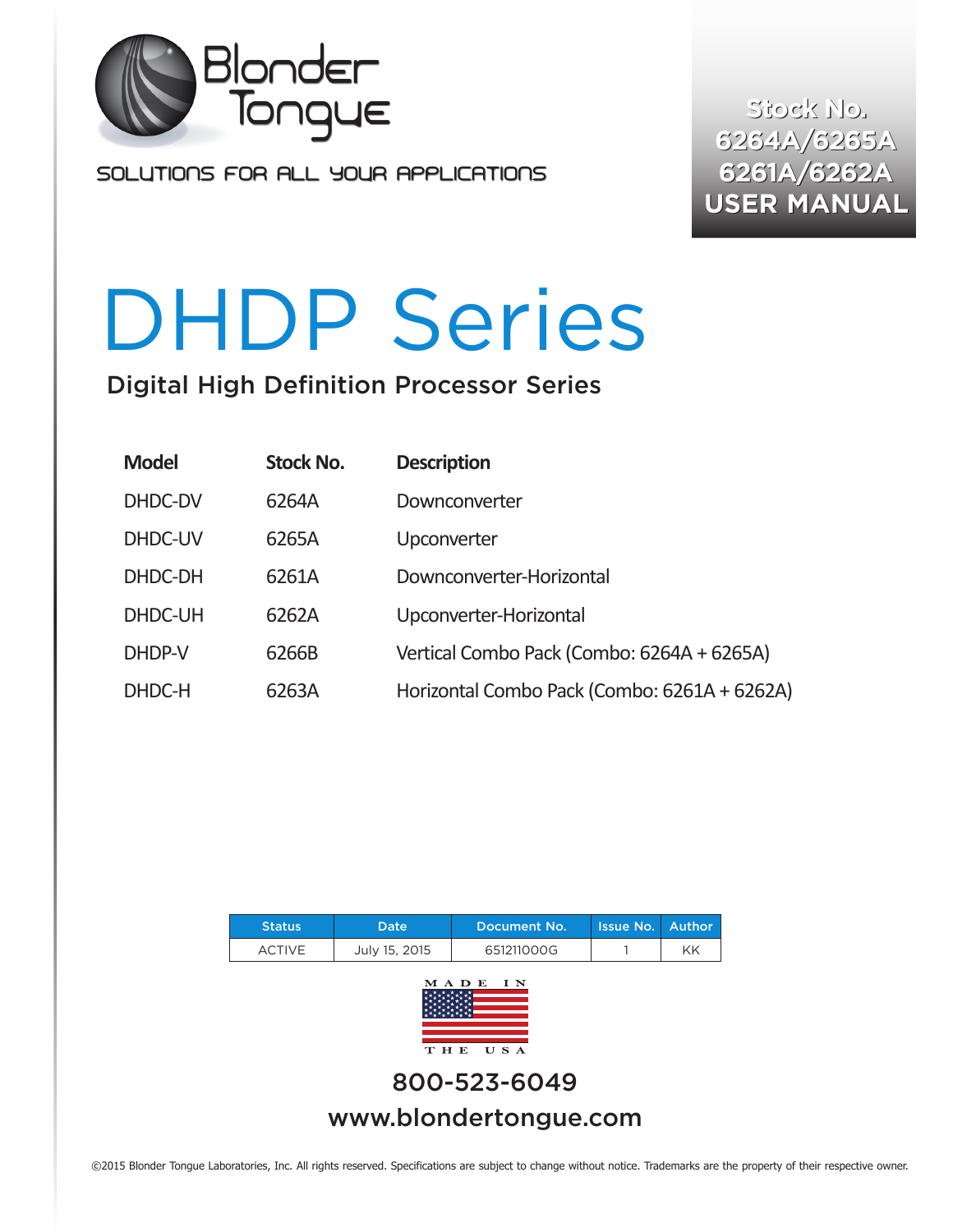Blonder Tongue

SOLUTIONS FOR ALL YOUR APPLICATIONS

**Stock No. 6264A/6265A 6261A/6262A USER MANUAL**

# DHDP Series

## Digital High Definition Processor Series

| Model | Stock No. | Description |
|---|---|---|
| DHDC-DV | 6264A | Downconverter |
| DHDC-UV | 6265A | Upconverter |
| DHDC-DH | 6261A | Downconverter-Horizontal |
| DHDC-UH | 6262A | Upconverter-Horizontal |
| DHDP-V | 6266B | Vertical Combo Pack (Combo: 6264A + 6265A) |
| DHDC-H | 6263A | Horizontal Combo Pack (Combo: 6261A + 6262A) |

| Status | Date | Document No. | Issue No. | Author |
|---|---|---|---|---|
| ACTIVE | July 15, 2015 | 651211000G | 1 | KK |

MADE IN THE USA

800-523-6049

www.blondertongue.com

©2015 Blonder Tongue Laboratories, Inc. All rights reserved. Specifications are subject to change without notice. Trademarks are the property of their respective owner.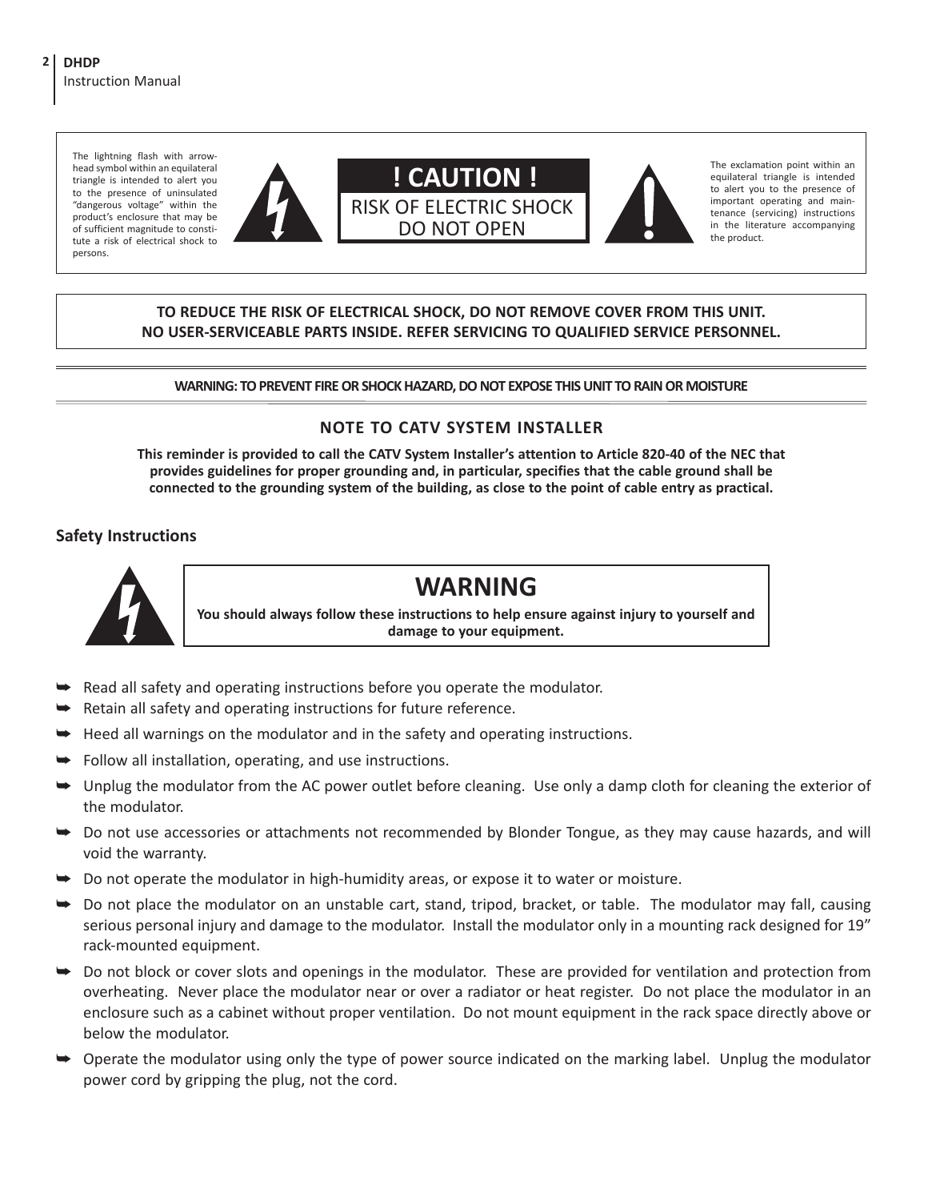The lightning flash with arrowhead symbol within an equilateral triangle is intended to alert you to the presence of uninsulated "dangerous voltage" within the product's enclosure that may be of sufficient magnitude to constitute a risk of electrical shock to persons.

**! CAUTION !**

RISK OF ELECTRIC SHOCK
DO NOT OPEN

The exclamation point within an equilateral triangle is intended to alert you to the presence of important operating and maintenance (servicing) instructions in the literature accompanying the product.

**TO REDUCE THE RISK OF ELECTRICAL SHOCK, DO NOT REMOVE COVER FROM THIS UNIT.
NO USER-SERVICEABLE PARTS INSIDE. REFER SERVICING TO QUALIFIED SERVICE PERSONNEL.**

**WARNING: TO PREVENT FIRE OR SHOCK HAZARD, DO NOT EXPOSE THIS UNIT TO RAIN OR MOISTURE**

### NOTE TO CATV SYSTEM INSTALLER

**This reminder is provided to call the CATV System Installer's attention to Article 820-40 of the NEC that provides guidelines for proper grounding and, in particular, specifies that the cable ground shall be connected to the grounding system of the building, as close to the point of cable entry as practical.**

## Safety Instructions

## WARNING

**You should always follow these instructions to help ensure against injury to yourself and damage to your equipment.**

- Read all safety and operating instructions before you operate the modulator.
- Retain all safety and operating instructions for future reference.
- Heed all warnings on the modulator and in the safety and operating instructions.
- Follow all installation, operating, and use instructions.
- Unplug the modulator from the AC power outlet before cleaning. Use only a damp cloth for cleaning the exterior of the modulator.
- Do not use accessories or attachments not recommended by Blonder Tongue, as they may cause hazards, and will void the warranty.
- Do not operate the modulator in high-humidity areas, or expose it to water or moisture.
- Do not place the modulator on an unstable cart, stand, tripod, bracket, or table. The modulator may fall, causing serious personal injury and damage to the modulator. Install the modulator only in a mounting rack designed for 19" rack-mounted equipment.
- Do not block or cover slots and openings in the modulator. These are provided for ventilation and protection from overheating. Never place the modulator near or over a radiator or heat register. Do not place the modulator in an enclosure such as a cabinet without proper ventilation. Do not mount equipment in the rack space directly above or below the modulator.
- Operate the modulator using only the type of power source indicated on the marking label. Unplug the modulator power cord by gripping the plug, not the cord.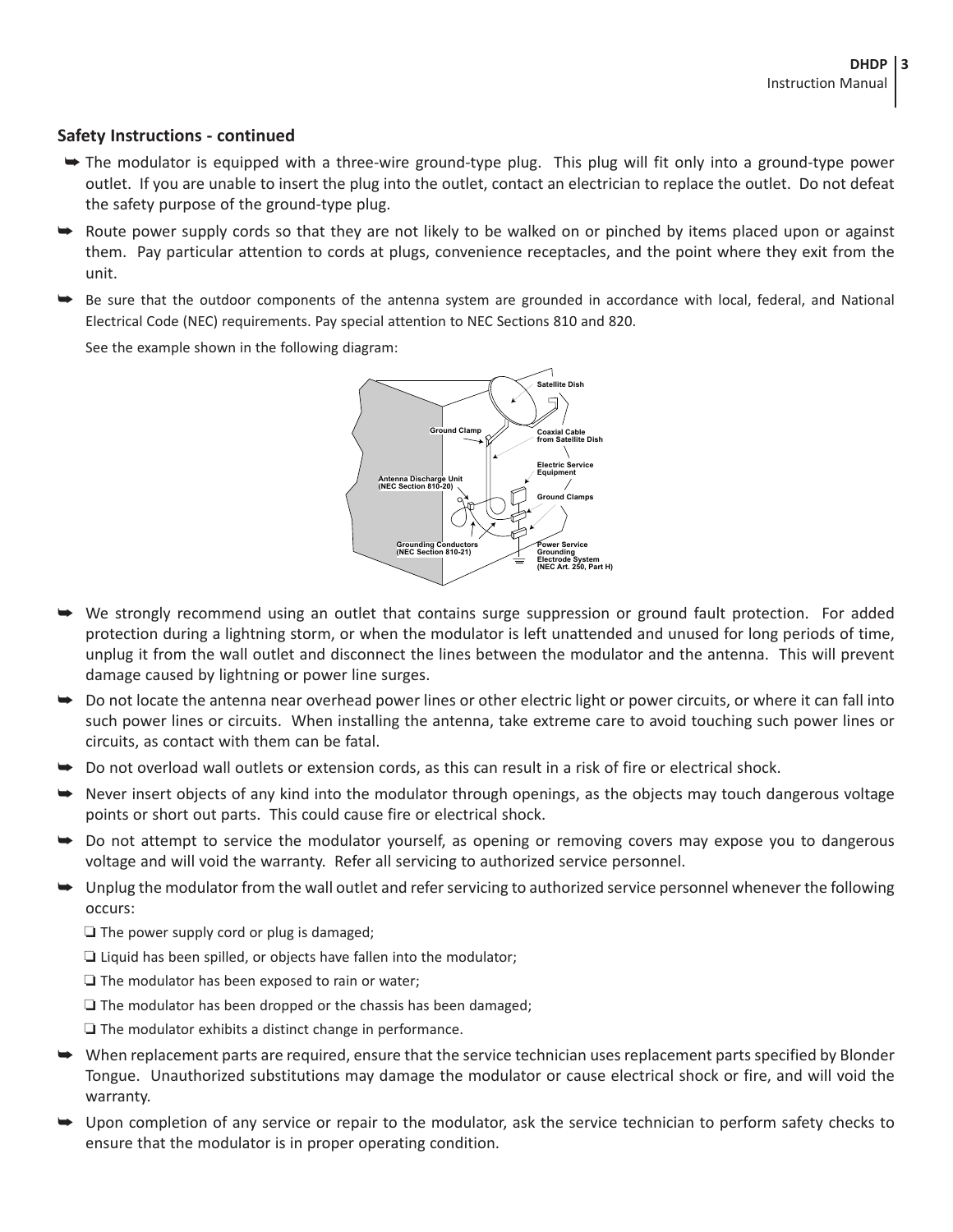## Safety Instructions - continued

- The modulator is equipped with a three-wire ground-type plug. This plug will fit only into a ground-type power outlet. If you are unable to insert the plug into the outlet, contact an electrician to replace the outlet. Do not defeat the safety purpose of the ground-type plug.
- Route power supply cords so that they are not likely to be walked on or pinched by items placed upon or against them. Pay particular attention to cords at plugs, convenience receptacles, and the point where they exit from the unit.
- Be sure that the outdoor components of the antenna system are grounded in accordance with local, federal, and National Electrical Code (NEC) requirements. Pay special attention to NEC Sections 810 and 820.

  See the example shown in the following diagram:

  Satellite Dish
  Ground Clamp
  Coaxial Cable from Satellite Dish
  Electric Service Equipment
  Antenna Discharge Unit (NEC Section 810-20)
  Ground Clamps
  Grounding Conductors (NEC Section 810-21)
  Power Service Grounding Electrode System (NEC Art. 250, Part H)

- We strongly recommend using an outlet that contains surge suppression or ground fault protection. For added protection during a lightning storm, or when the modulator is left unattended and unused for long periods of time, unplug it from the wall outlet and disconnect the lines between the modulator and the antenna. This will prevent damage caused by lightning or power line surges.
- Do not locate the antenna near overhead power lines or other electric light or power circuits, or where it can fall into such power lines or circuits. When installing the antenna, take extreme care to avoid touching such power lines or circuits, as contact with them can be fatal.
- Do not overload wall outlets or extension cords, as this can result in a risk of fire or electrical shock.
- Never insert objects of any kind into the modulator through openings, as the objects may touch dangerous voltage points or short out parts. This could cause fire or electrical shock.
- Do not attempt to service the modulator yourself, as opening or removing covers may expose you to dangerous voltage and will void the warranty. Refer all servicing to authorized service personnel.
- Unplug the modulator from the wall outlet and refer servicing to authorized service personnel whenever the following occurs:
  - ❑ The power supply cord or plug is damaged;
  - ❑ Liquid has been spilled, or objects have fallen into the modulator;
  - ❑ The modulator has been exposed to rain or water;
  - ❑ The modulator has been dropped or the chassis has been damaged;
  - ❑ The modulator exhibits a distinct change in performance.
- When replacement parts are required, ensure that the service technician uses replacement parts specified by Blonder Tongue. Unauthorized substitutions may damage the modulator or cause electrical shock or fire, and will void the warranty.
- Upon completion of any service or repair to the modulator, ask the service technician to perform safety checks to ensure that the modulator is in proper operating condition.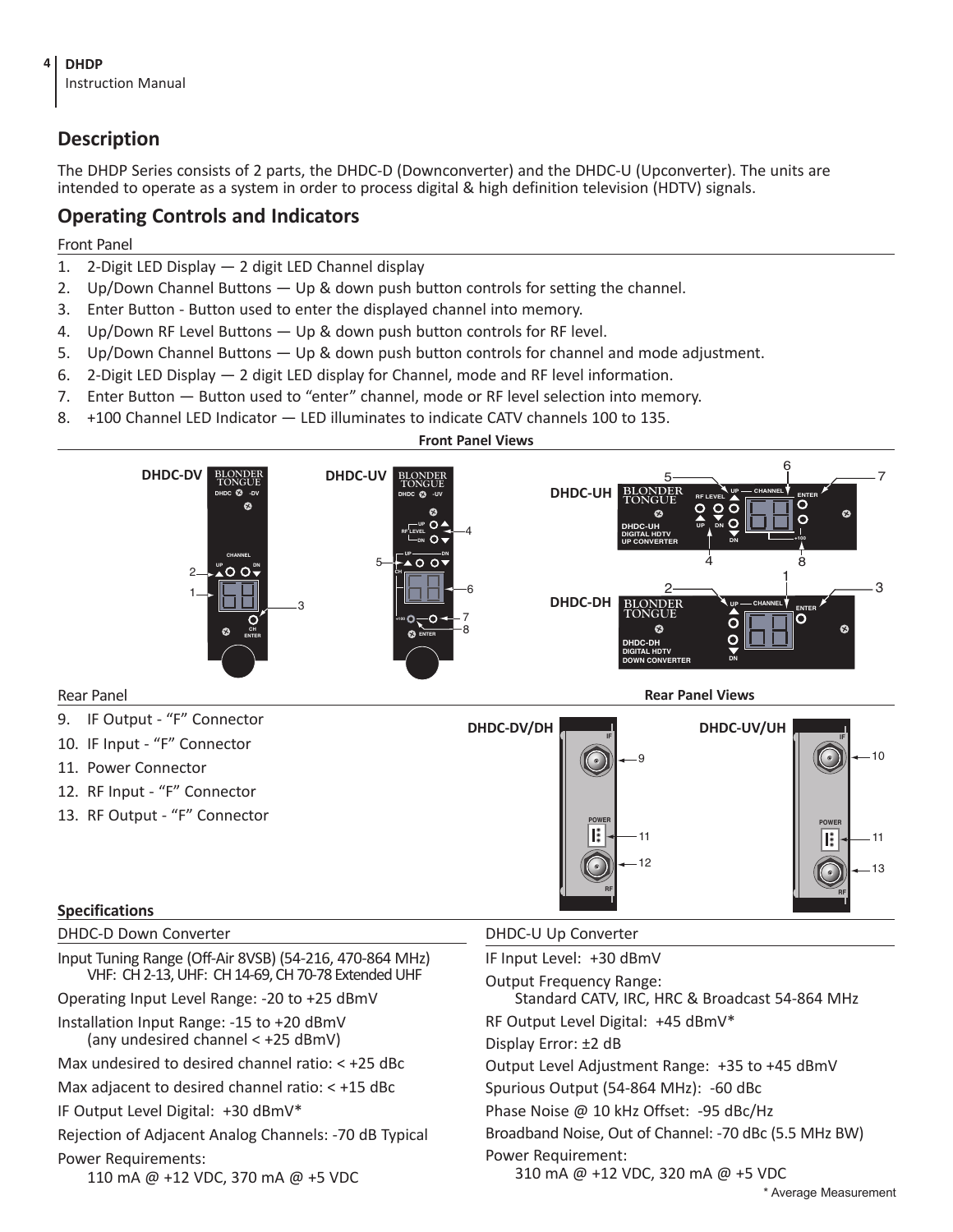## Description

The DHDP Series consists of 2 parts, the DHDC-D (Downconverter) and the DHDC-U (Upconverter). The units are intended to operate as a system in order to process digital & high definition television (HDTV) signals.

## Operating Controls and Indicators

Front Panel

1. 2-Digit LED Display — 2 digit LED Channel display
2. Up/Down Channel Buttons — Up & down push button controls for setting the channel.
3. Enter Button - Button used to enter the displayed channel into memory.
4. Up/Down RF Level Buttons — Up & down push button controls for RF level.
5. Up/Down Channel Buttons — Up & down push button controls for channel and mode adjustment.
6. 2-Digit LED Display — 2 digit LED display for Channel, mode and RF level information.
7. Enter Button — Button used to "enter" channel, mode or RF level selection into memory.
8. +100 Channel LED Indicator — LED illuminates to indicate CATV channels 100 to 135.

**Front Panel Views**

Rear Panel

9. IF Output - "F" Connector
10. IF Input - "F" Connector
11. Power Connector
12. RF Input - "F" Connector
13. RF Output - "F" Connector

**Rear Panel Views**

### Specifications

DHDC-D Down Converter

Input Tuning Range (Off-Air 8VSB) (54-216, 470-864 MHz)
VHF: CH 2-13, UHF: CH 14-69, CH 70-78 Extended UHF

Operating Input Level Range: -20 to +25 dBmV

Installation Input Range: -15 to +20 dBmV
(any undesired channel < +25 dBmV)

Max undesired to desired channel ratio: < +25 dBc

Max adjacent to desired channel ratio: < +15 dBc

IF Output Level Digital: +30 dBmV*

Rejection of Adjacent Analog Channels: -70 dB Typical

Power Requirements:
110 mA @ +12 VDC, 370 mA @ +5 VDC

DHDC-U Up Converter

IF Input Level: +30 dBmV

Output Frequency Range:
Standard CATV, IRC, HRC & Broadcast 54-864 MHz

RF Output Level Digital: +45 dBmV*

Display Error: ±2 dB

Output Level Adjustment Range: +35 to +45 dBmV

Spurious Output (54-864 MHz): -60 dBc

Phase Noise @ 10 kHz Offset: -95 dBc/Hz

Broadband Noise, Out of Channel: -70 dBc (5.5 MHz BW)

Power Requirement:
310 mA @ +12 VDC, 320 mA @ +5 VDC

* Average Measurement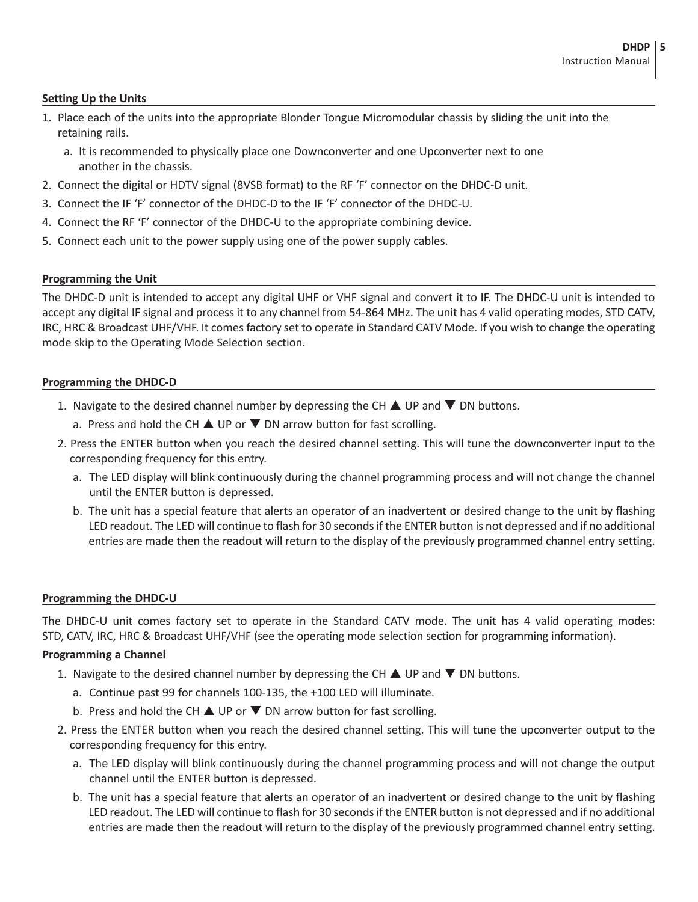### Setting Up the Units

1. Place each of the units into the appropriate Blonder Tongue Micromodular chassis by sliding the unit into the retaining rails.
   a. It is recommended to physically place one Downconverter and one Upconverter next to one another in the chassis.
2. Connect the digital or HDTV signal (8VSB format) to the RF 'F' connector on the DHDC-D unit.
3. Connect the IF 'F' connector of the DHDC-D to the IF 'F' connector of the DHDC-U.
4. Connect the RF 'F' connector of the DHDC-U to the appropriate combining device.
5. Connect each unit to the power supply using one of the power supply cables.

### Programming the Unit

The DHDC-D unit is intended to accept any digital UHF or VHF signal and convert it to IF. The DHDC-U unit is intended to accept any digital IF signal and process it to any channel from 54-864 MHz. The unit has 4 valid operating modes, STD CATV, IRC, HRC & Broadcast UHF/VHF. It comes factory set to operate in Standard CATV Mode. If you wish to change the operating mode skip to the Operating Mode Selection section.

### Programming the DHDC-D

1. Navigate to the desired channel number by depressing the CH ▲ UP and ▼ DN buttons.
   a. Press and hold the CH ▲ UP or ▼ DN arrow button for fast scrolling.
2. Press the ENTER button when you reach the desired channel setting. This will tune the downconverter input to the corresponding frequency for this entry.
   a. The LED display will blink continuously during the channel programming process and will not change the channel until the ENTER button is depressed.
   b. The unit has a special feature that alerts an operator of an inadvertent or desired change to the unit by flashing LED readout. The LED will continue to flash for 30 seconds if the ENTER button is not depressed and if no additional entries are made then the readout will return to the display of the previously programmed channel entry setting.

### Programming the DHDC-U

The DHDC-U unit comes factory set to operate in the Standard CATV mode. The unit has 4 valid operating modes: STD, CATV, IRC, HRC & Broadcast UHF/VHF (see the operating mode selection section for programming information).

**Programming a Channel**

1. Navigate to the desired channel number by depressing the CH ▲ UP and ▼ DN buttons.
   a. Continue past 99 for channels 100-135, the +100 LED will illuminate.
   b. Press and hold the CH ▲ UP or ▼ DN arrow button for fast scrolling.
2. Press the ENTER button when you reach the desired channel setting. This will tune the upconverter output to the corresponding frequency for this entry.
   a. The LED display will blink continuously during the channel programming process and will not change the output channel until the ENTER button is depressed.
   b. The unit has a special feature that alerts an operator of an inadvertent or desired change to the unit by flashing LED readout. The LED will continue to flash for 30 seconds if the ENTER button is not depressed and if no additional entries are made then the readout will return to the display of the previously programmed channel entry setting.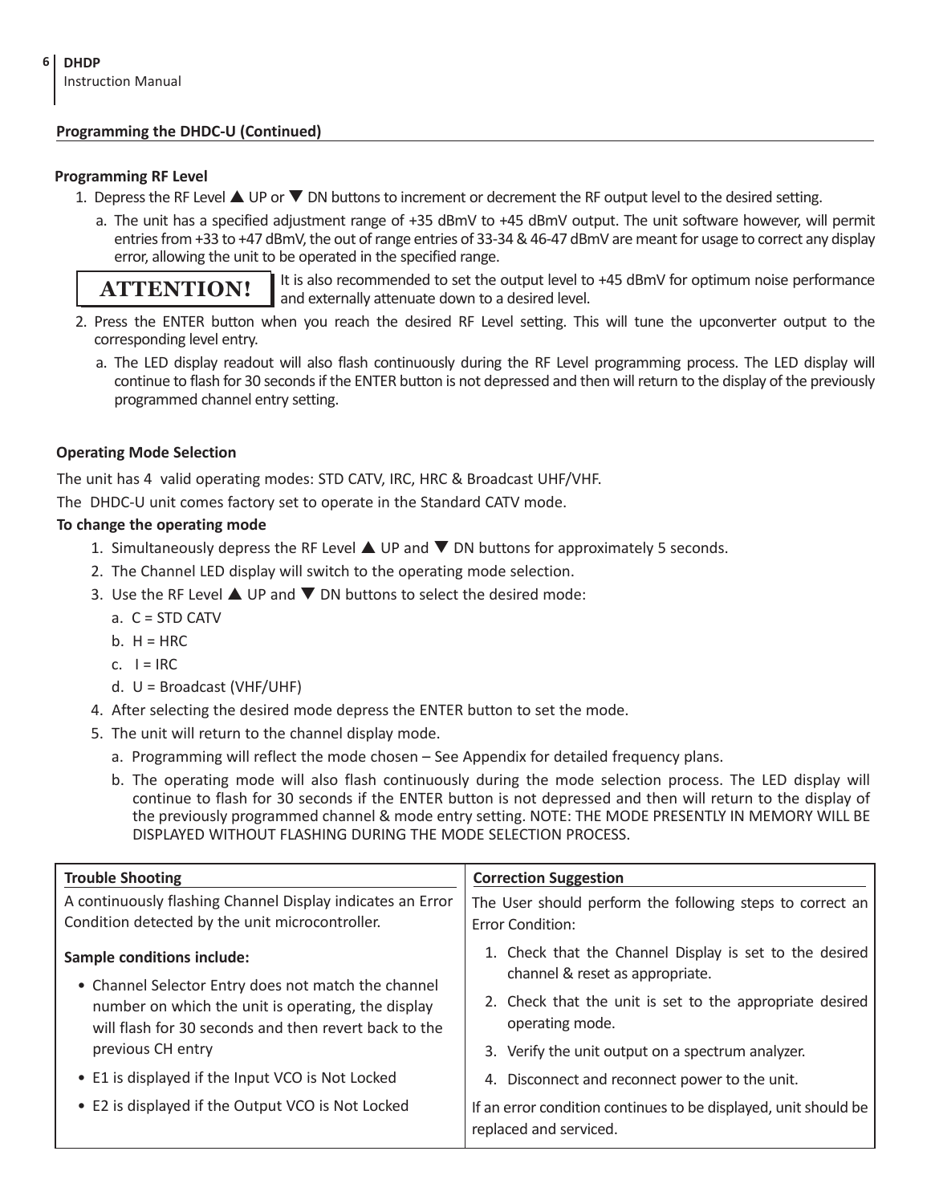## Programming the DHDC-U (Continued)

### Programming RF Level

1. Depress the RF Level ▲ UP or ▼ DN buttons to increment or decrement the RF output level to the desired setting.
   a. The unit has a specified adjustment range of +35 dBmV to +45 dBmV output. The unit software however, will permit entries from +33 to +47 dBmV, the out of range entries of 33-34 & 46-47 dBmV are meant for usage to correct any display error, allowing the unit to be operated in the specified range.

**ATTENTION!** It is also recommended to set the output level to +45 dBmV for optimum noise performance and externally attenuate down to a desired level.

2. Press the ENTER button when you reach the desired RF Level setting. This will tune the upconverter output to the corresponding level entry.
   a. The LED display readout will also flash continuously during the RF Level programming process. The LED display will continue to flash for 30 seconds if the ENTER button is not depressed and then will return to the display of the previously programmed channel entry setting.

### Operating Mode Selection

The unit has 4 valid operating modes: STD CATV, IRC, HRC & Broadcast UHF/VHF.

The DHDC-U unit comes factory set to operate in the Standard CATV mode.

**To change the operating mode**

1. Simultaneously depress the RF Level ▲ UP and ▼ DN buttons for approximately 5 seconds.
2. The Channel LED display will switch to the operating mode selection.
3. Use the RF Level ▲ UP and ▼ DN buttons to select the desired mode:
   a. C = STD CATV
   b. H = HRC
   c. I = IRC
   d. U = Broadcast (VHF/UHF)
4. After selecting the desired mode depress the ENTER button to set the mode.
5. The unit will return to the channel display mode.
   a. Programming will reflect the mode chosen – See Appendix for detailed frequency plans.
   b. The operating mode will also flash continuously during the mode selection process. The LED display will continue to flash for 30 seconds if the ENTER button is not depressed and then will return to the display of the previously programmed channel & mode entry setting. NOTE: THE MODE PRESENTLY IN MEMORY WILL BE DISPLAYED WITHOUT FLASHING DURING THE MODE SELECTION PROCESS.

| Trouble Shooting | Correction Suggestion |
|---|---|
| A continuously flashing Channel Display indicates an Error Condition detected by the unit microcontroller.<br><br>**Sample conditions include:**<br>• Channel Selector Entry does not match the channel number on which the unit is operating, the display will flash for 30 seconds and then revert back to the previous CH entry<br>• E1 is displayed if the Input VCO is Not Locked<br>• E2 is displayed if the Output VCO is Not Locked | The User should perform the following steps to correct an Error Condition:<br>1. Check that the Channel Display is set to the desired channel & reset as appropriate.<br>2. Check that the unit is set to the appropriate desired operating mode.<br>3. Verify the unit output on a spectrum analyzer.<br>4. Disconnect and reconnect power to the unit.<br><br>If an error condition continues to be displayed, unit should be replaced and serviced. |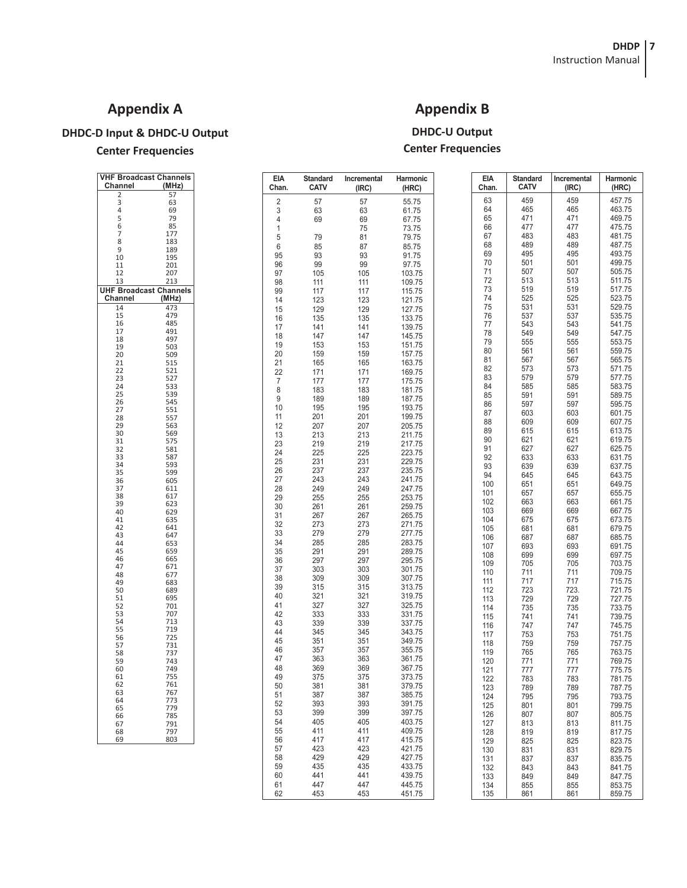## Appendix A

### DHDC-D Input & DHDC-U Output Center Frequencies

| VHF Broadcast Channels Channel | (MHz) |
|---|---|
| 2 | 57 |
| 3 | 63 |
| 4 | 69 |
| 5 | 79 |
| 6 | 85 |
| 7 | 177 |
| 8 | 183 |
| 9 | 189 |
| 10 | 195 |
| 11 | 201 |
| 12 | 207 |
| 13 | 213 |
| **UHF Broadcast Channels Channel** | **(MHz)** |
| 14 | 473 |
| 15 | 479 |
| 16 | 485 |
| 17 | 491 |
| 18 | 497 |
| 19 | 503 |
| 20 | 509 |
| 21 | 515 |
| 22 | 521 |
| 23 | 527 |
| 24 | 533 |
| 25 | 539 |
| 26 | 545 |
| 27 | 551 |
| 28 | 557 |
| 29 | 563 |
| 30 | 569 |
| 31 | 575 |
| 32 | 581 |
| 33 | 587 |
| 34 | 593 |
| 35 | 599 |
| 36 | 605 |
| 37 | 611 |
| 38 | 617 |
| 39 | 623 |
| 40 | 629 |
| 41 | 635 |
| 42 | 641 |
| 43 | 647 |
| 44 | 653 |
| 45 | 659 |
| 46 | 665 |
| 47 | 671 |
| 48 | 677 |
| 49 | 683 |
| 50 | 689 |
| 51 | 695 |
| 52 | 701 |
| 53 | 707 |
| 54 | 713 |
| 55 | 719 |
| 56 | 725 |
| 57 | 731 |
| 58 | 737 |
| 59 | 743 |
| 60 | 749 |
| 61 | 755 |
| 62 | 761 |
| 63 | 767 |
| 64 | 773 |
| 65 | 779 |
| 66 | 785 |
| 67 | 791 |
| 68 | 797 |
| 69 | 803 |

## Appendix B

### DHDC-U Output Center Frequencies

| EIA Chan. | Standard CATV | Incremental (IRC) | Harmonic (HRC) |
|---|---|---|---|
| 2 | 57 | 57 | 55.75 |
| 3 | 63 | 63 | 61.75 |
| 4 | 69 | 69 | 67.75 |
| 1 | | 75 | 73.75 |
| 5 | 79 | 81 | 79.75 |
| 6 | 85 | 87 | 85.75 |
| 95 | 93 | 93 | 91.75 |
| 96 | 99 | 99 | 97.75 |
| 97 | 105 | 105 | 103.75 |
| 98 | 111 | 111 | 109.75 |
| 99 | 117 | 117 | 115.75 |
| 14 | 123 | 123 | 121.75 |
| 15 | 129 | 129 | 127.75 |
| 16 | 135 | 135 | 133.75 |
| 17 | 141 | 141 | 139.75 |
| 18 | 147 | 147 | 145.75 |
| 19 | 153 | 153 | 151.75 |
| 20 | 159 | 159 | 157.75 |
| 21 | 165 | 165 | 163.75 |
| 22 | 171 | 171 | 169.75 |
| 7 | 177 | 177 | 175.75 |
| 8 | 183 | 183 | 181.75 |
| 9 | 189 | 189 | 187.75 |
| 10 | 195 | 195 | 193.75 |
| 11 | 201 | 201 | 199.75 |
| 12 | 207 | 207 | 205.75 |
| 13 | 213 | 213 | 211.75 |
| 23 | 219 | 219 | 217.75 |
| 24 | 225 | 225 | 223.75 |
| 25 | 231 | 231 | 229.75 |
| 26 | 237 | 237 | 235.75 |
| 27 | 243 | 243 | 241.75 |
| 28 | 249 | 249 | 247.75 |
| 29 | 255 | 255 | 253.75 |
| 30 | 261 | 261 | 259.75 |
| 31 | 267 | 267 | 265.75 |
| 32 | 273 | 273 | 271.75 |
| 33 | 279 | 279 | 277.75 |
| 34 | 285 | 285 | 283.75 |
| 35 | 291 | 291 | 289.75 |
| 36 | 297 | 297 | 295.75 |
| 37 | 303 | 303 | 301.75 |
| 38 | 309 | 309 | 307.75 |
| 39 | 315 | 315 | 313.75 |
| 40 | 321 | 321 | 319.75 |
| 41 | 327 | 327 | 325.75 |
| 42 | 333 | 333 | 331.75 |
| 43 | 339 | 339 | 337.75 |
| 44 | 345 | 345 | 343.75 |
| 45 | 351 | 351 | 349.75 |
| 46 | 357 | 357 | 355.75 |
| 47 | 363 | 363 | 361.75 |
| 48 | 369 | 369 | 367.75 |
| 49 | 375 | 375 | 373.75 |
| 50 | 381 | 381 | 379.75 |
| 51 | 387 | 387 | 385.75 |
| 52 | 393 | 393 | 391.75 |
| 53 | 399 | 399 | 397.75 |
| 54 | 405 | 405 | 403.75 |
| 55 | 411 | 411 | 409.75 |
| 56 | 417 | 417 | 415.75 |
| 57 | 423 | 423 | 421.75 |
| 58 | 429 | 429 | 427.75 |
| 59 | 435 | 435 | 433.75 |
| 60 | 441 | 441 | 439.75 |
| 61 | 447 | 447 | 445.75 |
| 62 | 453 | 453 | 451.75 |
| 63 | 459 | 459 | 457.75 |
| 64 | 465 | 465 | 463.75 |
| 65 | 471 | 471 | 469.75 |
| 66 | 477 | 477 | 475.75 |
| 67 | 483 | 483 | 481.75 |
| 68 | 489 | 489 | 487.75 |
| 69 | 495 | 495 | 493.75 |
| 70 | 501 | 501 | 499.75 |
| 71 | 507 | 507 | 505.75 |
| 72 | 513 | 513 | 511.75 |
| 73 | 519 | 519 | 517.75 |
| 74 | 525 | 525 | 523.75 |
| 75 | 531 | 531 | 529.75 |
| 76 | 537 | 537 | 535.75 |
| 77 | 543 | 543 | 541.75 |
| 78 | 549 | 549 | 547.75 |
| 79 | 555 | 555 | 553.75 |
| 80 | 561 | 561 | 559.75 |
| 81 | 567 | 567 | 565.75 |
| 82 | 573 | 573 | 571.75 |
| 83 | 579 | 579 | 577.75 |
| 84 | 585 | 585 | 583.75 |
| 85 | 591 | 591 | 589.75 |
| 86 | 597 | 597 | 595.75 |
| 87 | 603 | 603 | 601.75 |
| 88 | 609 | 609 | 607.75 |
| 89 | 615 | 615 | 613.75 |
| 90 | 621 | 621 | 619.75 |
| 91 | 627 | 627 | 625.75 |
| 92 | 633 | 633 | 631.75 |
| 93 | 639 | 639 | 637.75 |
| 94 | 645 | 645 | 643.75 |
| 100 | 651 | 651 | 649.75 |
| 101 | 657 | 657 | 655.75 |
| 102 | 663 | 663 | 661.75 |
| 103 | 669 | 669 | 667.75 |
| 104 | 675 | 675 | 673.75 |
| 105 | 681 | 681 | 679.75 |
| 106 | 687 | 687 | 685.75 |
| 107 | 693 | 693 | 691.75 |
| 108 | 699 | 699 | 697.75 |
| 109 | 705 | 705 | 703.75 |
| 110 | 711 | 711 | 709.75 |
| 111 | 717 | 717 | 715.75 |
| 112 | 723 | 723. | 721.75 |
| 113 | 729 | 729 | 727.75 |
| 114 | 735 | 735 | 733.75 |
| 115 | 741 | 741 | 739.75 |
| 116 | 747 | 747 | 745.75 |
| 117 | 753 | 753 | 751.75 |
| 118 | 759 | 759 | 757.75 |
| 119 | 765 | 765 | 763.75 |
| 120 | 771 | 771 | 769.75 |
| 121 | 777 | 777 | 775.75 |
| 122 | 783 | 783 | 781.75 |
| 123 | 789 | 789 | 787.75 |
| 124 | 795 | 795 | 793.75 |
| 125 | 801 | 801 | 799.75 |
| 126 | 807 | 807 | 805.75 |
| 127 | 813 | 813 | 811.75 |
| 128 | 819 | 819 | 817.75 |
| 129 | 825 | 825 | 823.75 |
| 130 | 831 | 831 | 829.75 |
| 131 | 837 | 837 | 835.75 |
| 132 | 843 | 843 | 841.75 |
| 133 | 849 | 849 | 847.75 |
| 134 | 855 | 855 | 853.75 |
| 135 | 861 | 861 | 859.75 |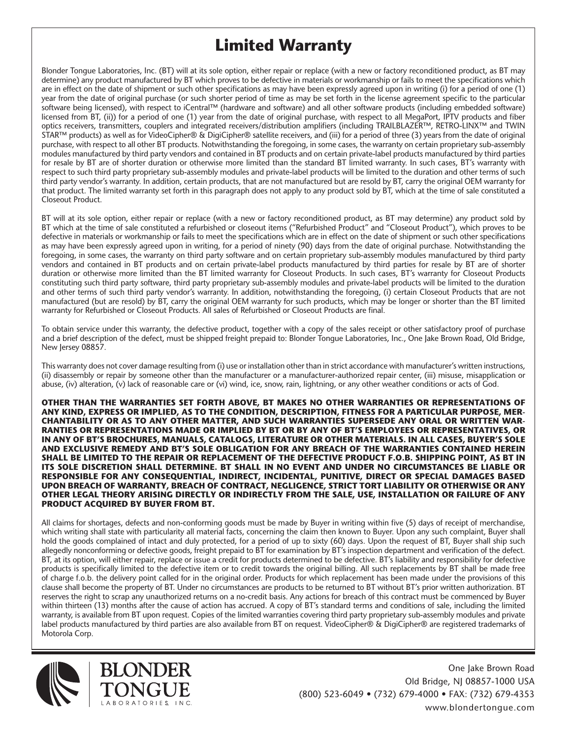# Limited Warranty

Blonder Tongue Laboratories, Inc. (BT) will at its sole option, either repair or replace (with a new or factory reconditioned product, as BT may determine) any product manufactured by BT which proves to be defective in materials or workmanship or fails to meet the specifications which are in effect on the date of shipment or such other specifications as may have been expressly agreed upon in writing (i) for a period of one (1) year from the date of original purchase (or such shorter period of time as may be set forth in the license agreement specific to the particular software being licensed), with respect to iCentral™ (hardware and software) and all other software products (including embedded software) licensed from BT, (ii)) for a period of one (1) year from the date of original purchase, with respect to all MegaPort, IPTV products and fiber optics receivers, transmitters, couplers and integrated receivers/distribution amplifiers (including TRAILBLAZER™, RETRO-LINX™ and TWIN STAR™ products) as well as for VideoCipher® & DigiCipher® satellite receivers, and (iii) for a period of three (3) years from the date of original purchase, with respect to all other BT products. Notwithstanding the foregoing, in some cases, the warranty on certain proprietary sub-assembly modules manufactured by third party vendors and contained in BT products and on certain private-label products manufactured by third parties for resale by BT are of shorter duration or otherwise more limited than the standard BT limited warranty. In such cases, BT's warranty with respect to such third party proprietary sub-assembly modules and private-label products will be limited to the duration and other terms of such third party vendor's warranty. In addition, certain products, that are not manufactured but are resold by BT, carry the original OEM warranty for that product. The limited warranty set forth in this paragraph does not apply to any product sold by BT, which at the time of sale constituted a Closeout Product.

BT will at its sole option, either repair or replace (with a new or factory reconditioned product, as BT may determine) any product sold by BT which at the time of sale constituted a refurbished or closeout items ("Refurbished Product" and "Closeout Product"), which proves to be defective in materials or workmanship or fails to meet the specifications which are in effect on the date of shipment or such other specifications as may have been expressly agreed upon in writing, for a period of ninety (90) days from the date of original purchase. Notwithstanding the foregoing, in some cases, the warranty on third party software and on certain proprietary sub-assembly modules manufactured by third party vendors and contained in BT products and on certain private-label products manufactured by third parties for resale by BT are of shorter duration or otherwise more limited than the BT limited warranty for Closeout Products. In such cases, BT's warranty for Closeout Products constituting such third party software, third party proprietary sub-assembly modules and private-label products will be limited to the duration and other terms of such third party vendor's warranty. In addition, notwithstanding the foregoing, (i) certain Closeout Products that are not manufactured (but are resold) by BT, carry the original OEM warranty for such products, which may be longer or shorter than the BT limited warranty for Refurbished or Closeout Products. All sales of Refurbished or Closeout Products are final.

To obtain service under this warranty, the defective product, together with a copy of the sales receipt or other satisfactory proof of purchase and a brief description of the defect, must be shipped freight prepaid to: Blonder Tongue Laboratories, Inc., One Jake Brown Road, Old Bridge, New Jersey 08857.

This warranty does not cover damage resulting from (i) use or installation other than in strict accordance with manufacturer's written instructions, (ii) disassembly or repair by someone other than the manufacturer or a manufacturer-authorized repair center, (iii) misuse, misapplication or abuse, (iv) alteration, (v) lack of reasonable care or (vi) wind, ice, snow, rain, lightning, or any other weather conditions or acts of God.

**OTHER THAN THE WARRANTIES SET FORTH ABOVE, BT MAKES NO OTHER WARRANTIES OR REPRESENTATIONS OF ANY KIND, EXPRESS OR IMPLIED, AS TO THE CONDITION, DESCRIPTION, FITNESS FOR A PARTICULAR PURPOSE, MERCHANTABILITY OR AS TO ANY OTHER MATTER, AND SUCH WARRANTIES SUPERSEDE ANY ORAL OR WRITTEN WARRANTIES OR REPRESENTATIONS MADE OR IMPLIED BY BT OR BY ANY OF BT'S EMPLOYEES OR REPRESENTATIVES, OR IN ANY OF BT'S BROCHURES, MANUALS, CATALOGS, LITERATURE OR OTHER MATERIALS. IN ALL CASES, BUYER'S SOLE AND EXCLUSIVE REMEDY AND BT'S SOLE OBLIGATION FOR ANY BREACH OF THE WARRANTIES CONTAINED HEREIN SHALL BE LIMITED TO THE REPAIR OR REPLACEMENT OF THE DEFECTIVE PRODUCT F.O.B. SHIPPING POINT, AS BT IN ITS SOLE DISCRETION SHALL DETERMINE. BT SHALL IN NO EVENT AND UNDER NO CIRCUMSTANCES BE LIABLE OR RESPONSIBLE FOR ANY CONSEQUENTIAL, INDIRECT, INCIDENTAL, PUNITIVE, DIRECT OR SPECIAL DAMAGES BASED UPON BREACH OF WARRANTY, BREACH OF CONTRACT, NEGLIGENCE, STRICT TORT LIABILITY OR OTHERWISE OR ANY OTHER LEGAL THEORY ARISING DIRECTLY OR INDIRECTLY FROM THE SALE, USE, INSTALLATION OR FAILURE OF ANY PRODUCT ACQUIRED BY BUYER FROM BT.**

All claims for shortages, defects and non-conforming goods must be made by Buyer in writing within five (5) days of receipt of merchandise, which writing shall state with particularity all material facts, concerning the claim then known to Buyer. Upon any such complaint, Buyer shall hold the goods complained of intact and duly protected, for a period of up to sixty (60) days. Upon the request of BT, Buyer shall ship such allegedly nonconforming or defective goods, freight prepaid to BT for examination by BT's inspection department and verification of the defect. BT, at its option, will either repair, replace or issue a credit for products determined to be defective. BT's liability and responsibility for defective products is specifically limited to the defective item or to credit towards the original billing. All such replacements by BT shall be made free of charge f.o.b. the delivery point called for in the original order. Products for which replacement has been made under the provisions of this clause shall become the property of BT. Under no circumstances are products to be returned to BT without BT's prior written authorization. BT reserves the right to scrap any unauthorized returns on a no-credit basis. Any actions for breach of this contract must be commenced by Buyer within thirteen (13) months after the cause of action has accrued. A copy of BT's standard terms and conditions of sale, including the limited warranty, is available from BT upon request. Copies of the limited warranties covering third party proprietary sub-assembly modules and private label products manufactured by third parties are also available from BT on request. VideoCipher® & DigiCipher® are registered trademarks of Motorola Corp.

BLONDER TONGUE LABORATORIES, INC.

One Jake Brown Road
Old Bridge, NJ 08857-1000 USA
(800) 523-6049 • (732) 679-4000 • FAX: (732) 679-4353
www.blondertongue.com